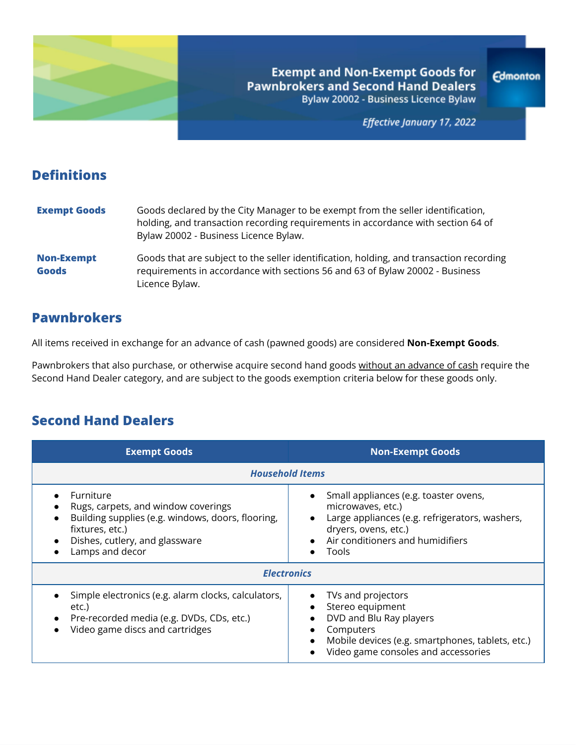# Exempt and Non-Exempt Goods for Pawnbrokers and Second Hand Dealers

Bylaw 20002 - Business Licence Bylaw

*Effective January 17, 2022*

Edmonton

## Definitions

| | |
|---|---|
| **Exempt Goods** | Goods declared by the City Manager to be exempt from the seller identification, holding, and transaction recording requirements in accordance with section 64 of Bylaw 20002 - Business Licence Bylaw. |
| **Non-Exempt Goods** | Goods that are subject to the seller identification, holding, and transaction recording requirements in accordance with sections 56 and 63 of Bylaw 20002 - Business Licence Bylaw. |

## Pawnbrokers

All items received in exchange for an advance of cash (pawned goods) are considered **Non-Exempt Goods**.

Pawnbrokers that also purchase, or otherwise acquire second hand goods without an advance of cash require the Second Hand Dealer category, and are subject to the goods exemption criteria below for these goods only.

## Second Hand Dealers

| Exempt Goods | Non-Exempt Goods |
|---|---|
| ***Household Items*** | |
| • Furniture<br>• Rugs, carpets, and window coverings<br>• Building supplies (e.g. windows, doors, flooring, fixtures, etc.)<br>• Dishes, cutlery, and glassware<br>• Lamps and decor | • Small appliances (e.g. toaster ovens, microwaves, etc.)<br>• Large appliances (e.g. refrigerators, washers, dryers, ovens, etc.)<br>• Air conditioners and humidifiers<br>• Tools |
| ***Electronics*** | |
| • Simple electronics (e.g. alarm clocks, calculators, etc.)<br>• Pre-recorded media (e.g. DVDs, CDs, etc.)<br>• Video game discs and cartridges | • TVs and projectors<br>• Stereo equipment<br>• DVD and Blu Ray players<br>• Computers<br>• Mobile devices (e.g. smartphones, tablets, etc.)<br>• Video game consoles and accessories |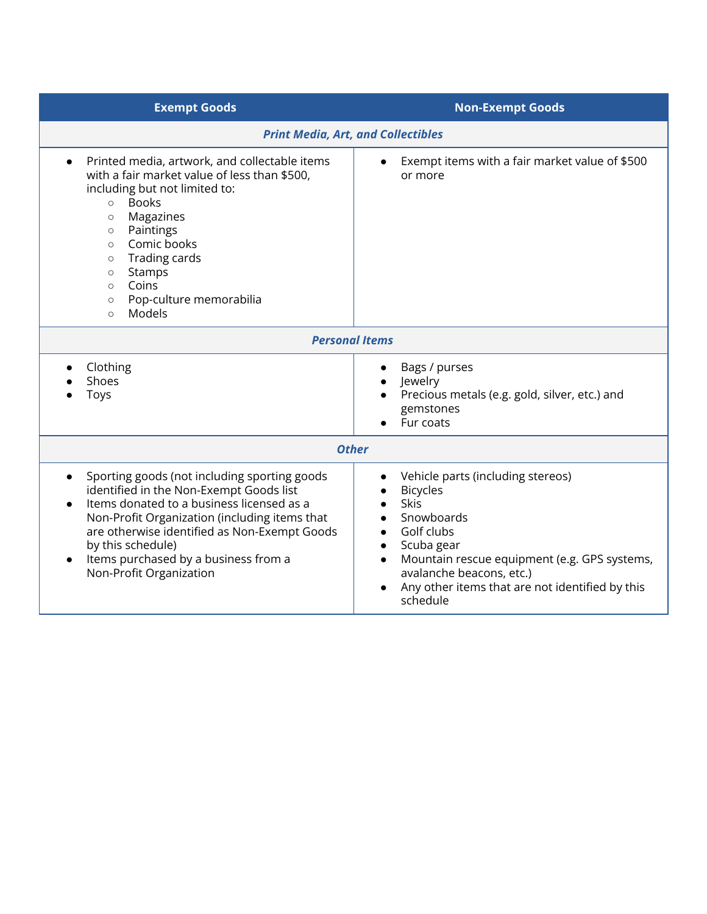| Exempt Goods | Non-Exempt Goods |
|---|---|
| ***Print Media, Art, and Collectibles*** | |
| • Printed media, artwork, and collectable items with a fair market value of less than $500, including but not limited to:<br>○ Books<br>○ Magazines<br>○ Paintings<br>○ Comic books<br>○ Trading cards<br>○ Stamps<br>○ Coins<br>○ Pop-culture memorabilia<br>○ Models | • Exempt items with a fair market value of $500 or more |
| ***Personal Items*** | |
| • Clothing<br>• Shoes<br>• Toys | • Bags / purses<br>• Jewelry<br>• Precious metals (e.g. gold, silver, etc.) and gemstones<br>• Fur coats |
| ***Other*** | |
| • Sporting goods (not including sporting goods identified in the Non-Exempt Goods list<br>• Items donated to a business licensed as a Non-Profit Organization (including items that are otherwise identified as Non-Exempt Goods by this schedule)<br>• Items purchased by a business from a Non-Profit Organization | • Vehicle parts (including stereos)<br>• Bicycles<br>• Skis<br>• Snowboards<br>• Golf clubs<br>• Scuba gear<br>• Mountain rescue equipment (e.g. GPS systems, avalanche beacons, etc.)<br>• Any other items that are not identified by this schedule |